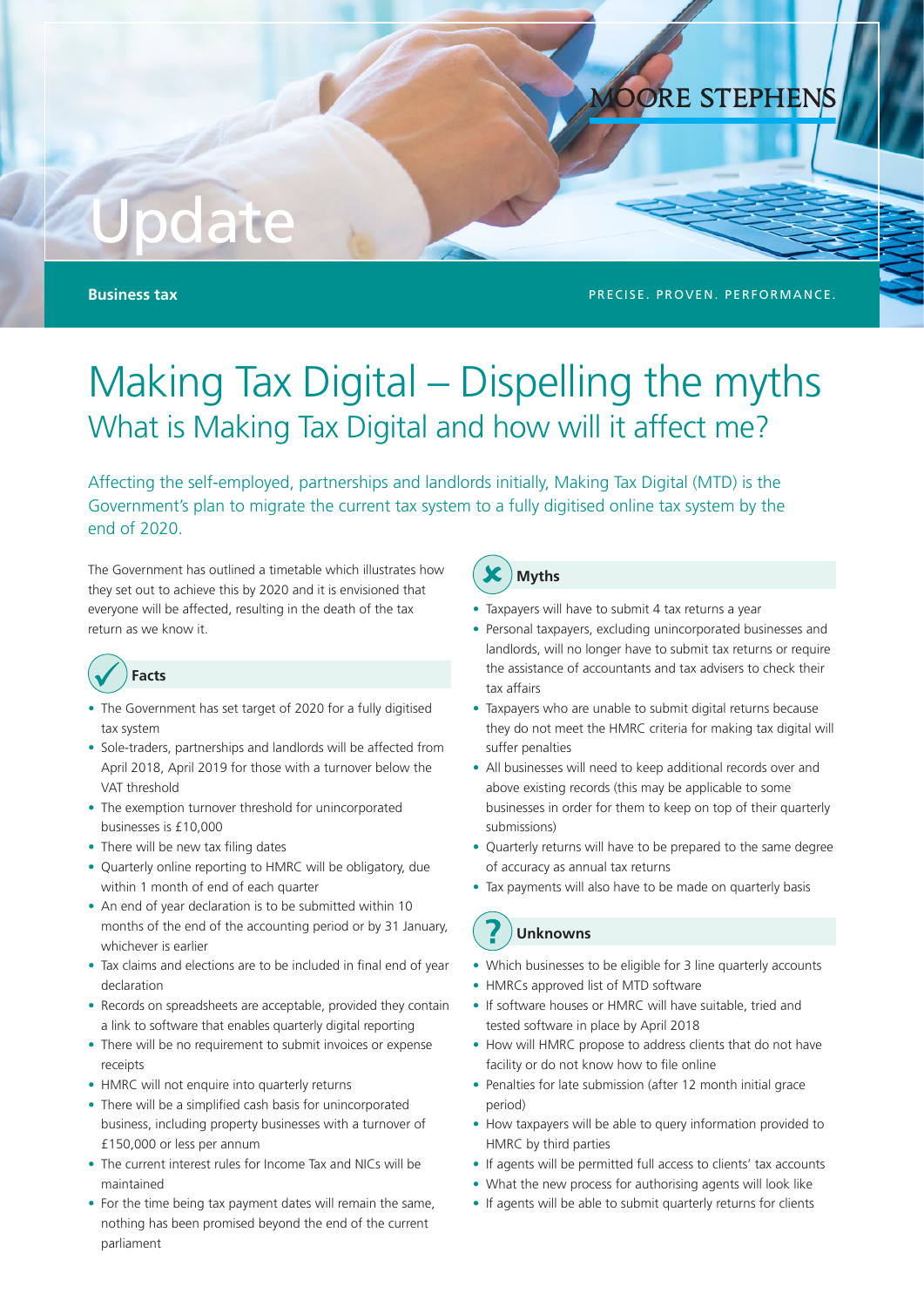MOORE STEPHENS

Update

**Business tax**

PRECISE. PROVEN. PERFORMANCE.

# Making Tax Digital – Dispelling the myths

## What is Making Tax Digital and how will it affect me?

Affecting the self-employed, partnerships and landlords initially, Making Tax Digital (MTD) is the Government's plan to migrate the current tax system to a fully digitised online tax system by the end of 2020.

The Government has outlined a timetable which illustrates how they set out to achieve this by 2020 and it is envisioned that everyone will be affected, resulting in the death of the tax return as we know it.

### Facts

- The Government has set target of 2020 for a fully digitised tax system
- Sole-traders, partnerships and landlords will be affected from April 2018, April 2019 for those with a turnover below the VAT threshold
- The exemption turnover threshold for unincorporated businesses is £10,000
- There will be new tax filing dates
- Quarterly online reporting to HMRC will be obligatory, due within 1 month of end of each quarter
- An end of year declaration is to be submitted within 10 months of the end of the accounting period or by 31 January, whichever is earlier
- Tax claims and elections are to be included in final end of year declaration
- Records on spreadsheets are acceptable, provided they contain a link to software that enables quarterly digital reporting
- There will be no requirement to submit invoices or expense receipts
- HMRC will not enquire into quarterly returns
- There will be a simplified cash basis for unincorporated business, including property businesses with a turnover of £150,000 or less per annum
- The current interest rules for Income Tax and NICs will be maintained
- For the time being tax payment dates will remain the same, nothing has been promised beyond the end of the current parliament

### Myths

- Taxpayers will have to submit 4 tax returns a year
- Personal taxpayers, excluding unincorporated businesses and landlords, will no longer have to submit tax returns or require the assistance of accountants and tax advisers to check their tax affairs
- Taxpayers who are unable to submit digital returns because they do not meet the HMRC criteria for making tax digital will suffer penalties
- All businesses will need to keep additional records over and above existing records (this may be applicable to some businesses in order for them to keep on top of their quarterly submissions)
- Quarterly returns will have to be prepared to the same degree of accuracy as annual tax returns
- Tax payments will also have to be made on quarterly basis

### Unknowns

- Which businesses to be eligible for 3 line quarterly accounts
- HMRCs approved list of MTD software
- If software houses or HMRC will have suitable, tried and tested software in place by April 2018
- How will HMRC propose to address clients that do not have facility or do not know how to file online
- Penalties for late submission (after 12 month initial grace period)
- How taxpayers will be able to query information provided to HMRC by third parties
- If agents will be permitted full access to clients' tax accounts
- What the new process for authorising agents will look like
- If agents will be able to submit quarterly returns for clients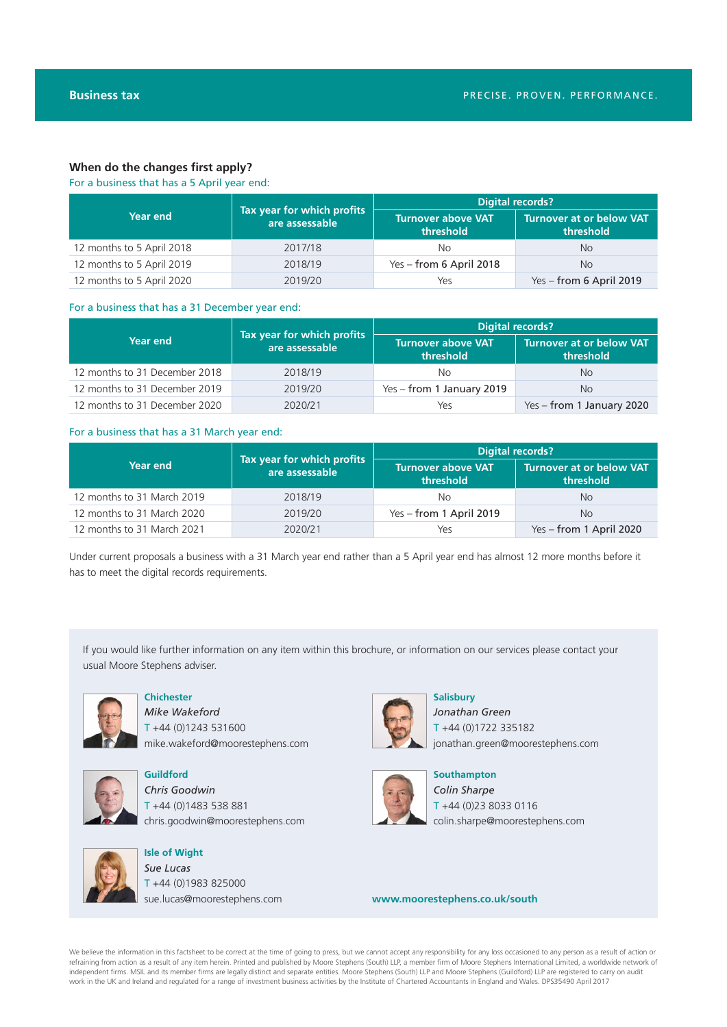## When do the changes first apply?

For a business that has a 5 April year end:

| Year end | Tax year for which profits are assessable | Digital records? | |
|---|---|---|---|
| | | Turnover above VAT threshold | Turnover at or below VAT threshold |
| 12 months to 5 April 2018 | 2017/18 | No | No |
| 12 months to 5 April 2019 | 2018/19 | Yes – from 6 April 2018 | No |
| 12 months to 5 April 2020 | 2019/20 | Yes | Yes – from 6 April 2019 |

For a business that has a 31 December year end:

| Year end | Tax year for which profits are assessable | Digital records? | |
|---|---|---|---|
| | | Turnover above VAT threshold | Turnover at or below VAT threshold |
| 12 months to 31 December 2018 | 2018/19 | No | No |
| 12 months to 31 December 2019 | 2019/20 | Yes – from 1 January 2019 | No |
| 12 months to 31 December 2020 | 2020/21 | Yes | Yes – from 1 January 2020 |

For a business that has a 31 March year end:

| Year end | Tax year for which profits are assessable | Digital records? | |
|---|---|---|---|
| | | Turnover above VAT threshold | Turnover at or below VAT threshold |
| 12 months to 31 March 2019 | 2018/19 | No | No |
| 12 months to 31 March 2020 | 2019/20 | Yes – from 1 April 2019 | No |
| 12 months to 31 March 2021 | 2020/21 | Yes | Yes – from 1 April 2020 |

Under current proposals a business with a 31 March year end rather than a 5 April year end has almost 12 more months before it has to meet the digital records requirements.

If you would like further information on any item within this brochure, or information on our services please contact your usual Moore Stephens adviser.

**Chichester**
*Mike Wakeford*
T +44 (0)1243 531600
mike.wakeford@moorestephens.com

**Salisbury**
*Jonathan Green*
T +44 (0)1722 335182
jonathan.green@moorestephens.com

**Guildford**
*Chris Goodwin*
T +44 (0)1483 538 881
chris.goodwin@moorestephens.com

**Southampton**
*Colin Sharpe*
T +44 (0)23 8033 0116
colin.sharpe@moorestephens.com

**Isle of Wight**
*Sue Lucas*
T +44 (0)1983 825000
sue.lucas@moorestephens.com

**www.moorestephens.co.uk/south**

We believe the information in this factsheet to be correct at the time of going to press, but we cannot accept any responsibility for any loss occasioned to any person as a result of action or refraining from action as a result of any item herein. Printed and published by Moore Stephens (South) LLP, a member firm of Moore Stephens International Limited, a worldwide network of independent firms. MSIL and its member firms are legally distinct and separate entities. Moore Stephens (South) LLP and Moore Stephens (Guildford) LLP are registered to carry on audit work in the UK and Ireland and regulated for a range of investment business activities by the Institute of Chartered Accountants in England and Wales. DPS35490 April 2017